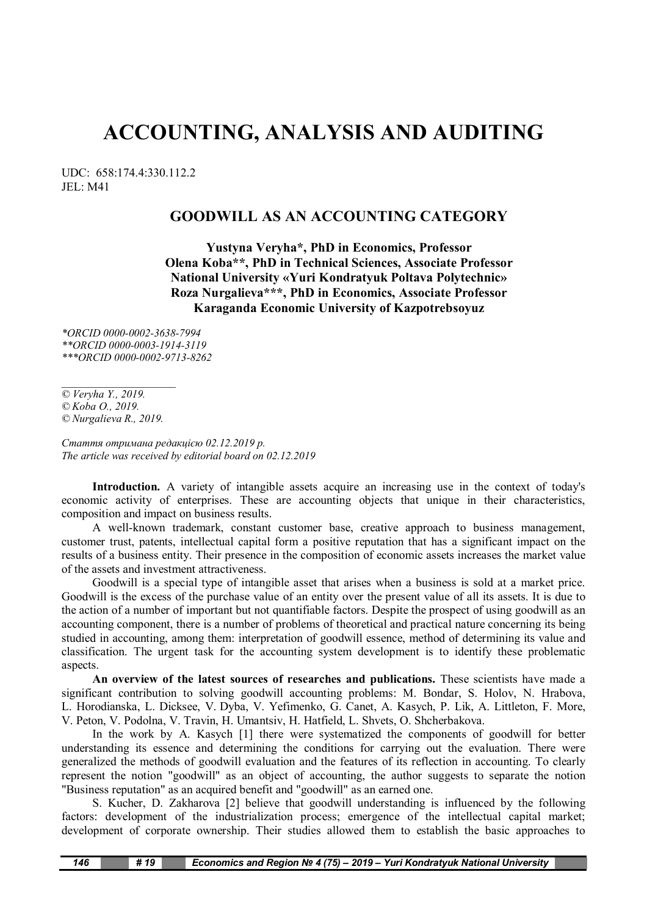# ACCOUNTING, ANALYSIS AND AUDITING

UDC: 658:174.4:330.112.2
JEL: M41

## GOODWILL AS AN ACCOUNTING CATEGORY

**Yustyna Veryha\*, PhD in Economics, Professor**
**Olena Koba\*\*, PhD in Technical Sciences, Associate Professor**
**National University «Yuri Kondratyuk Poltava Polytechnic»**
**Roza Nurgalieva\*\*\*, PhD in Economics, Associate Professor**
**Karaganda Economic University of Kazpotrebsoyuz**

*\*ORCID 0000-0002-3638-7994*
*\*\*ORCID 0000-0003-1914-3119*
*\*\*\*ORCID 0000-0002-9713-8262*

*© Veryha Y., 2019.*
*© Koba O., 2019.*
*© Nurgalieva R., 2019.*

*Стаття отримана редакцією 02.12.2019 р.*
*The article was received by editorial board on 02.12.2019*

**Introduction.** A variety of intangible assets acquire an increasing use in the context of today's economic activity of enterprises. These are accounting objects that unique in their characteristics, composition and impact on business results.

A well-known trademark, constant customer base, creative approach to business management, customer trust, patents, intellectual capital form a positive reputation that has a significant impact on the results of a business entity. Their presence in the composition of economic assets increases the market value of the assets and investment attractiveness.

Goodwill is a special type of intangible asset that arises when a business is sold at a market price. Goodwill is the excess of the purchase value of an entity over the present value of all its assets. It is due to the action of a number of important but not quantifiable factors. Despite the prospect of using goodwill as an accounting component, there is a number of problems of theoretical and practical nature concerning its being studied in accounting, among them: interpretation of goodwill essence, method of determining its value and classification. The urgent task for the accounting system development is to identify these problematic aspects.

**An overview of the latest sources of researches and publications.** These scientists have made a significant contribution to solving goodwill accounting problems: M. Bondar, S. Holov, N. Hrabova, L. Horodianska, L. Dicksee, V. Dyba, V. Yefimenko, G. Canet, A. Kasych, P. Lik, A. Littleton, F. More, V. Peton, V. Podolna, V. Travin, H. Umantsiv, H. Hatfield, L. Shvets, O. Shcherbakova.

In the work by A. Kasych [1] there were systematized the components of goodwill for better understanding its essence and determining the conditions for carrying out the evaluation. There were generalized the methods of goodwill evaluation and the features of its reflection in accounting. To clearly represent the notion "goodwill" as an object of accounting, the author suggests to separate the notion "Business reputation" as an acquired benefit and "goodwill" as an earned one.

S. Kucher, D. Zakharova [2] believe that goodwill understanding is influenced by the following factors: development of the industrialization process; emergence of the intellectual capital market; development of corporate ownership. Their studies allowed them to establish the basic approaches to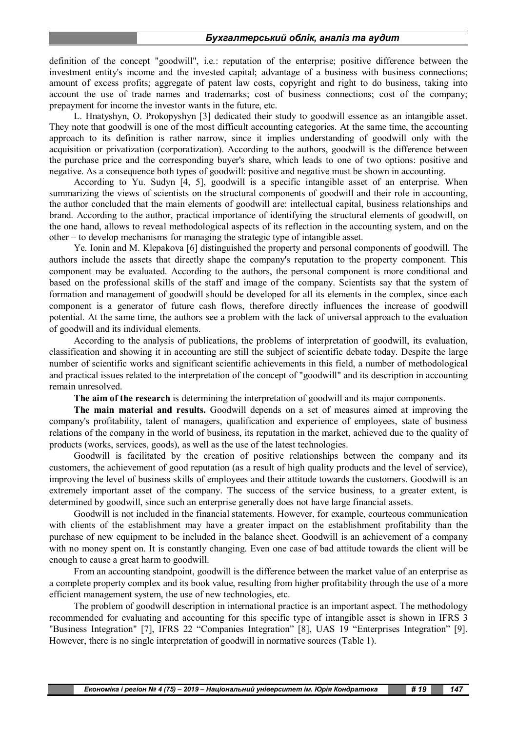definition of the concept "goodwill", i.e.: reputation of the enterprise; positive difference between the investment entity's income and the invested capital; advantage of a business with business connections; amount of excess profits; aggregate of patent law costs, copyright and right to do business, taking into account the use of trade names and trademarks; cost of business connections; cost of the company; prepayment for income the investor wants in the future, etc.

L. Hnatyshyn, O. Prokopyshyn [3] dedicated their study to goodwill essence as an intangible asset. They note that goodwill is one of the most difficult accounting categories. At the same time, the accounting approach to its definition is rather narrow, since it implies understanding of goodwill only with the acquisition or privatization (corporatization). According to the authors, goodwill is the difference between the purchase price and the corresponding buyer's share, which leads to one of two options: positive and negative. As a consequence both types of goodwill: positive and negative must be shown in accounting.

According to Yu. Sudyn [4, 5], goodwill is a specific intangible asset of an enterprise. When summarizing the views of scientists on the structural components of goodwill and their role in accounting, the author concluded that the main elements of goodwill are: intellectual capital, business relationships and brand. According to the author, practical importance of identifying the structural elements of goodwill, on the one hand, allows to reveal methodological aspects of its reflection in the accounting system, and on the other – to develop mechanisms for managing the strategic type of intangible asset.

Ye. Ionin and M. Klepakova [6] distinguished the property and personal components of goodwill. The authors include the assets that directly shape the company's reputation to the property component. This component may be evaluated. According to the authors, the personal component is more conditional and based on the professional skills of the staff and image of the company. Scientists say that the system of formation and management of goodwill should be developed for all its elements in the complex, since each component is a generator of future cash flows, therefore directly influences the increase of goodwill potential. At the same time, the authors see a problem with the lack of universal approach to the evaluation of goodwill and its individual elements.

According to the analysis of publications, the problems of interpretation of goodwill, its evaluation, classification and showing it in accounting are still the subject of scientific debate today. Despite the large number of scientific works and significant scientific achievements in this field, a number of methodological and practical issues related to the interpretation of the concept of "goodwill" and its description in accounting remain unresolved.

**The aim of the research** is determining the interpretation of goodwill and its major components.

**The main material and results.** Goodwill depends on a set of measures aimed at improving the company's profitability, talent of managers, qualification and experience of employees, state of business relations of the company in the world of business, its reputation in the market, achieved due to the quality of products (works, services, goods), as well as the use of the latest technologies.

Goodwill is facilitated by the creation of positive relationships between the company and its customers, the achievement of good reputation (as a result of high quality products and the level of service), improving the level of business skills of employees and their attitude towards the customers. Goodwill is an extremely important asset of the company. The success of the service business, to a greater extent, is determined by goodwill, since such an enterprise generally does not have large financial assets.

Goodwill is not included in the financial statements. However, for example, courteous communication with clients of the establishment may have a greater impact on the establishment profitability than the purchase of new equipment to be included in the balance sheet. Goodwill is an achievement of a company with no money spent on. It is constantly changing. Even one case of bad attitude towards the client will be enough to cause a great harm to goodwill.

From an accounting standpoint, goodwill is the difference between the market value of an enterprise as a complete property complex and its book value, resulting from higher profitability through the use of a more efficient management system, the use of new technologies, etc.

The problem of goodwill description in international practice is an important aspect. The methodology recommended for evaluating and accounting for this specific type of intangible asset is shown in IFRS 3 "Business Integration" [7], IFRS 22 "Companies Integration" [8], UAS 19 "Enterprises Integration" [9]. However, there is no single interpretation of goodwill in normative sources (Table 1).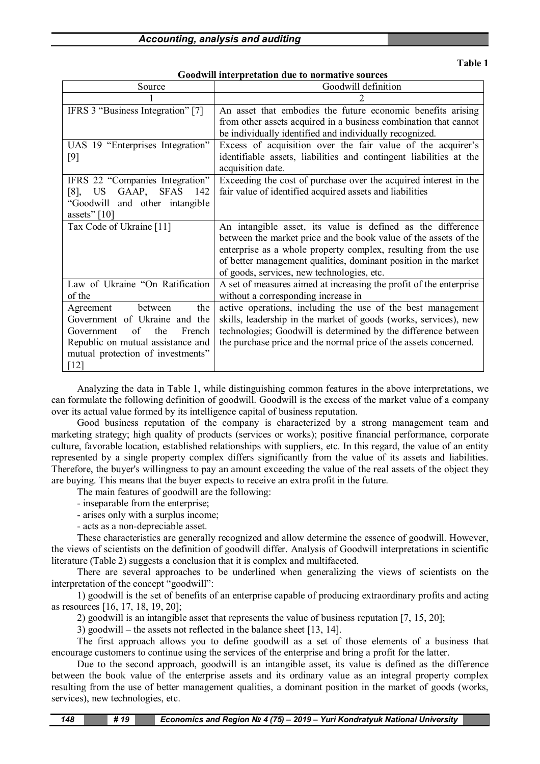Table 1

**Goodwill interpretation due to normative sources**

| Source | Goodwill definition |
|---|---|
| 1 | 2 |
| IFRS 3 "Business Integration" [7] | An asset that embodies the future economic benefits arising from other assets acquired in a business combination that cannot be individually identified and individually recognized. |
| UAS 19 "Enterprises Integration" [9] | Excess of acquisition over the fair value of the acquirer's identifiable assets, liabilities and contingent liabilities at the acquisition date. |
| IFRS 22 "Companies Integration" [8], US GAAP, SFAS 142 "Goodwill and other intangible assets" [10] | Exceeding the cost of purchase over the acquired interest in the fair value of identified acquired assets and liabilities |
| Tax Code of Ukraine [11] | An intangible asset, its value is defined as the difference between the market price and the book value of the assets of the enterprise as a whole property complex, resulting from the use of better management qualities, dominant position in the market of goods, services, new technologies, etc. |
| Law of Ukraine "On Ratification of the Agreement between the Government of Ukraine and the Government of the French Republic on mutual assistance and mutual protection of investments" [12] | A set of measures aimed at increasing the profit of the enterprise without a corresponding increase in active operations, including the use of the best management skills, leadership in the market of goods (works, services), new technologies; Goodwill is determined by the difference between the purchase price and the normal price of the assets concerned. |

Analyzing the data in Table 1, while distinguishing common features in the above interpretations, we can formulate the following definition of goodwill. Goodwill is the excess of the market value of a company over its actual value formed by its intelligence capital of business reputation.

Good business reputation of the company is characterized by a strong management team and marketing strategy; high quality of products (services or works); positive financial performance, corporate culture, favorable location, established relationships with suppliers, etc. In this regard, the value of an entity represented by a single property complex differs significantly from the value of its assets and liabilities. Therefore, the buyer's willingness to pay an amount exceeding the value of the real assets of the object they are buying. This means that the buyer expects to receive an extra profit in the future.

The main features of goodwill are the following:

- inseparable from the enterprise;
- arises only with a surplus income;
- acts as a non-depreciable asset.

These characteristics are generally recognized and allow determine the essence of goodwill. However, the views of scientists on the definition of goodwill differ. Analysis of Goodwill interpretations in scientific literature (Table 2) suggests a conclusion that it is complex and multifaceted.

There are several approaches to be underlined when generalizing the views of scientists on the interpretation of the concept "goodwill":

1) goodwill is the set of benefits of an enterprise capable of producing extraordinary profits and acting as resources [16, 17, 18, 19, 20];

2) goodwill is an intangible asset that represents the value of business reputation [7, 15, 20];

3) goodwill – the assets not reflected in the balance sheet [13, 14].

The first approach allows you to define goodwill as a set of those elements of a business that encourage customers to continue using the services of the enterprise and bring a profit for the latter.

Due to the second approach, goodwill is an intangible asset, its value is defined as the difference between the book value of the enterprise assets and its ordinary value as an integral property complex resulting from the use of better management qualities, a dominant position in the market of goods (works, services), new technologies, etc.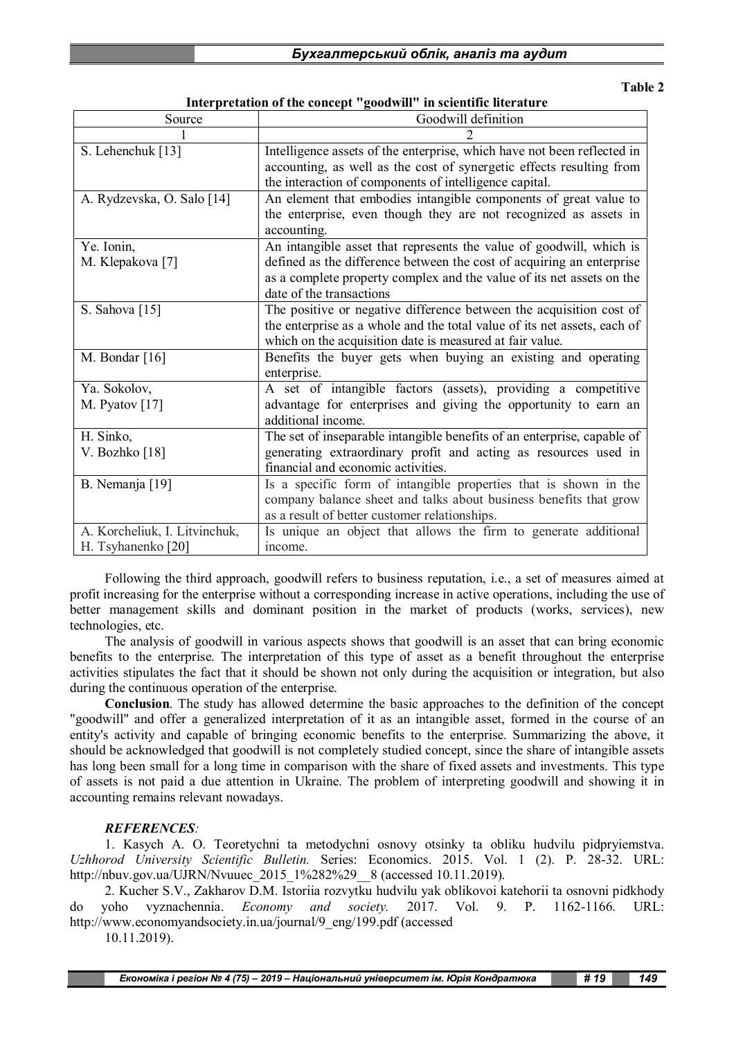Table 2

**Interpretation of the concept "goodwill" in scientific literature**

| Source | Goodwill definition |
|---|---|
| 1 | 2 |
| S. Lehenchuk [13] | Intelligence assets of the enterprise, which have not been reflected in accounting, as well as the cost of synergetic effects resulting from the interaction of components of intelligence capital. |
| A. Rydzevska, O. Salo [14] | An element that embodies intangible components of great value to the enterprise, even though they are not recognized as assets in accounting. |
| Ye. Ionin, M. Klepakova [7] | An intangible asset that represents the value of goodwill, which is defined as the difference between the cost of acquiring an enterprise as a complete property complex and the value of its net assets on the date of the transactions |
| S. Sahova [15] | The positive or negative difference between the acquisition cost of the enterprise as a whole and the total value of its net assets, each of which on the acquisition date is measured at fair value. |
| M. Bondar [16] | Benefits the buyer gets when buying an existing and operating enterprise. |
| Ya. Sokolov, M. Pyatov [17] | A set of intangible factors (assets), providing a competitive advantage for enterprises and giving the opportunity to earn an additional income. |
| H. Sinko, V. Bozhko [18] | The set of inseparable intangible benefits of an enterprise, capable of generating extraordinary profit and acting as resources used in financial and economic activities. |
| B. Nemanja [19] | Is a specific form of intangible properties that is shown in the company balance sheet and talks about business benefits that grow as a result of better customer relationships. |
| A. Korcheliuk, I. Litvinchuk, H. Tsyhanenko [20] | Is unique an object that allows the firm to generate additional income. |

Following the third approach, goodwill refers to business reputation, i.e., a set of measures aimed at profit increasing for the enterprise without a corresponding increase in active operations, including the use of better management skills and dominant position in the market of products (works, services), new technologies, etc.

The analysis of goodwill in various aspects shows that goodwill is an asset that can bring economic benefits to the enterprise. The interpretation of this type of asset as a benefit throughout the enterprise activities stipulates the fact that it should be shown not only during the acquisition or integration, but also during the continuous operation of the enterprise.

**Conclusion**. The study has allowed determine the basic approaches to the definition of the concept "goodwill" and offer a generalized interpretation of it as an intangible asset, formed in the course of an entity's activity and capable of bringing economic benefits to the enterprise. Summarizing the above, it should be acknowledged that goodwill is not completely studied concept, since the share of intangible assets has long been small for a long time in comparison with the share of fixed assets and investments. This type of assets is not paid a due attention in Ukraine. The problem of interpreting goodwill and showing it in accounting remains relevant nowadays.

***REFERENCES:***

1. Kasych A. O. Teoretychni ta metodychni osnovy otsinky ta obliku hudvilu pidpryiemstva. *Uzhhorod University Scientific Bulletin.* Series: Economics. 2015. Vol. 1 (2). P. 28-32. URL: http://nbuv.gov.ua/UJRN/Nvuuec_2015_1%282%29__8 (accessed 10.11.2019).

2. Kucher S.V., Zakharov D.M. Istoriia rozvytku hudvilu yak oblikovoi katehorii ta osnovni pidkhody do yoho vyznachennia. *Economy and society.* 2017. Vol. 9. P. 1162-1166. URL: http://www.economyandsociety.in.ua/journal/9_eng/199.pdf (accessed 10.11.2019).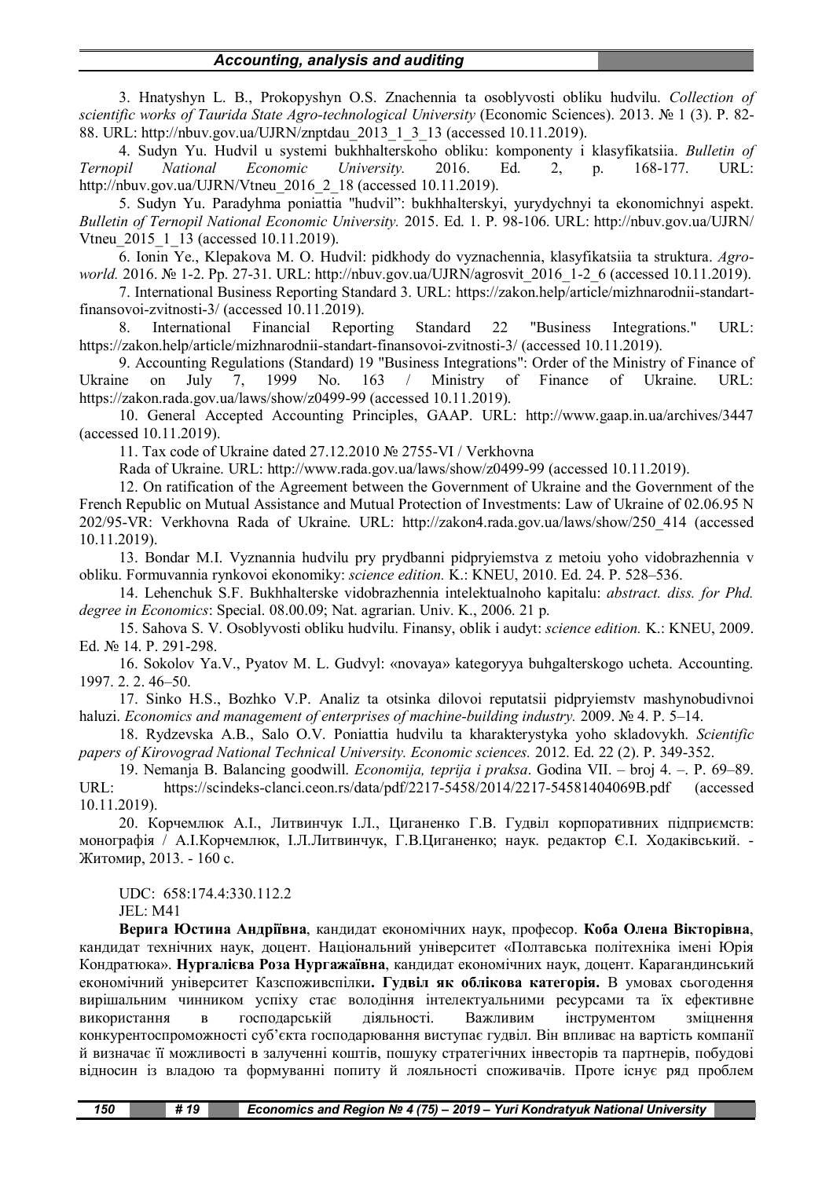3. Hnatyshyn L. B., Prokopyshyn O.S. Znachennia ta osoblyvosti obliku hudvilu. *Collection of scientific works of Taurida State Agro-technological University* (Economic Sciences). 2013. № 1 (3). P. 82-88. URL: http://nbuv.gov.ua/UJRN/znptdau_2013_1_3_13 (accessed 10.11.2019).

4. Sudyn Yu. Hudvil u systemi bukhhalterskoho obliku: komponenty i klasyfikatsiia. *Bulletin of Ternopil National Economic University.* 2016. Ed. 2, p. 168-177. URL: http://nbuv.gov.ua/UJRN/Vtneu_2016_2_18 (accessed 10.11.2019).

5. Sudyn Yu. Paradyhma poniattia "hudvil": bukhhalterskyi, yurydychnyi ta ekonomichnyi aspekt. *Bulletin of Ternopil National Economic University.* 2015. Ed. 1. P. 98-106. URL: http://nbuv.gov.ua/UJRN/Vtneu_2015_1_13 (accessed 10.11.2019).

6. Ionin Ye., Klepakova M. O. Hudvil: pidkhody do vyznachennia, klasyfikatsiia ta struktura. *Agro-world.* 2016. № 1-2. Pp. 27-31. URL: http://nbuv.gov.ua/UJRN/agrosvit_2016_1-2_6 (accessed 10.11.2019).

7. International Business Reporting Standard 3. URL: https://zakon.help/article/mizhnarodnii-standart-finansovoi-zvitnosti-3/ (accessed 10.11.2019).

8. International Financial Reporting Standard 22 "Business Integrations." URL: https://zakon.help/article/mizhnarodnii-standart-finansovoi-zvitnosti-3/ (accessed 10.11.2019).

9. Accounting Regulations (Standard) 19 "Business Integrations": Order of the Ministry of Finance of Ukraine on July 7, 1999 No. 163 / Ministry of Finance of Ukraine. URL: https://zakon.rada.gov.ua/laws/show/z0499-99 (accessed 10.11.2019).

10. General Accepted Accounting Principles, GAAP. URL: http://www.gaap.in.ua/archives/3447 (accessed 10.11.2019).

11. Tax code of Ukraine dated 27.12.2010 № 2755-VI / Verkhovna

Rada of Ukraine. URL: http://www.rada.gov.ua/laws/show/z0499-99 (accessed 10.11.2019).

12. On ratification of the Agreement between the Government of Ukraine and the Government of the French Republic on Mutual Assistance and Mutual Protection of Investments: Law of Ukraine of 02.06.95 N 202/95-VR: Verkhovna Rada of Ukraine. URL: http://zakon4.rada.gov.ua/laws/show/250_414 (accessed 10.11.2019).

13. Bondar M.I. Vyznannia hudvilu pry prydbanni pidpryiemstva z metoiu yoho vidobrazhennia v obliku. Formuvannia rynkovoi ekonomiky: *science edition.* K.: KNEU, 2010. Ed. 24. P. 528–536.

14. Lehenchuk S.F. Bukhhalterske vidobrazhennia intelektualnoho kapitalu: *abstract. diss. for Phd. degree in Economics*: Special. 08.00.09; Nat. agrarian. Univ. K., 2006. 21 p.

15. Sahova S. V. Osoblyvosti obliku hudvilu. Finansy, oblik i audyt: *science edition.* K.: KNEU, 2009. Ed. № 14. P. 291-298.

16. Sokolov Ya.V., Pyatov M. L. Gudvyl: «novaya» kategoryya buhgalterskogo ucheta. Accounting. 1997. 2. 2. 46–50.

17. Sinko H.S., Bozhko V.P. Analiz ta otsinka dilovoi reputatsii pidpryiemstv mashynobudivnoi haluzi. *Economics and management of enterprises of machine-building industry.* 2009. № 4. P. 5–14.

18. Rydzevska A.B., Salo O.V. Poniattia hudvilu ta kharakterystyka yoho skladovykh. *Scientific papers of Kirovograd National Technical University. Economic sciences.* 2012. Ed. 22 (2). P. 349-352.

19. Nemanja B. Balancing goodwill. *Economija, teprija i praksa*. Godina VII. – broj 4. –. P. 69–89. URL: https://scindeks-clanci.ceon.rs/data/pdf/2217-5458/2014/2217-54581404069B.pdf (accessed 10.11.2019).

20. Корчемлюк А.І., Литвинчук І.Л., Циганенко Г.В. Гудвіл корпоративних підприємств: монографія / А.І.Корчемлюк, І.Л.Литвинчук, Г.В.Циганенко; наук. редактор Є.І. Ходаківський. - Житомир, 2013. - 160 с.

UDC: 658:174.4:330.112.2
JEL: M41

**Верига Юстина Андріївна**, кандидат економічних наук, професор. **Коба Олена Вікторівна**, кандидат технічних наук, доцент. Національний університет «Полтавська політехніка імені Юрія Кондратюка». **Нургалієва Роза Нургажаївна**, кандидат економічних наук, доцент. Карагандинський економічний університет Казспоживспілки**. Гудвіл як облікова категорія.** В умовах сьогодення вирішальним чинником успіху стає володіння інтелектуальними ресурсами та їх ефективне використання в господарській діяльності. Важливим інструментом зміцнення конкурентоспроможності суб'єкта господарювання виступає гудвіл. Він впливає на вартість компанії й визначає її можливості в залученні коштів, пошуку стратегічних інвесторів та партнерів, побудові відносин із владою та формуванні попиту й лояльності споживачів. Проте існує ряд проблем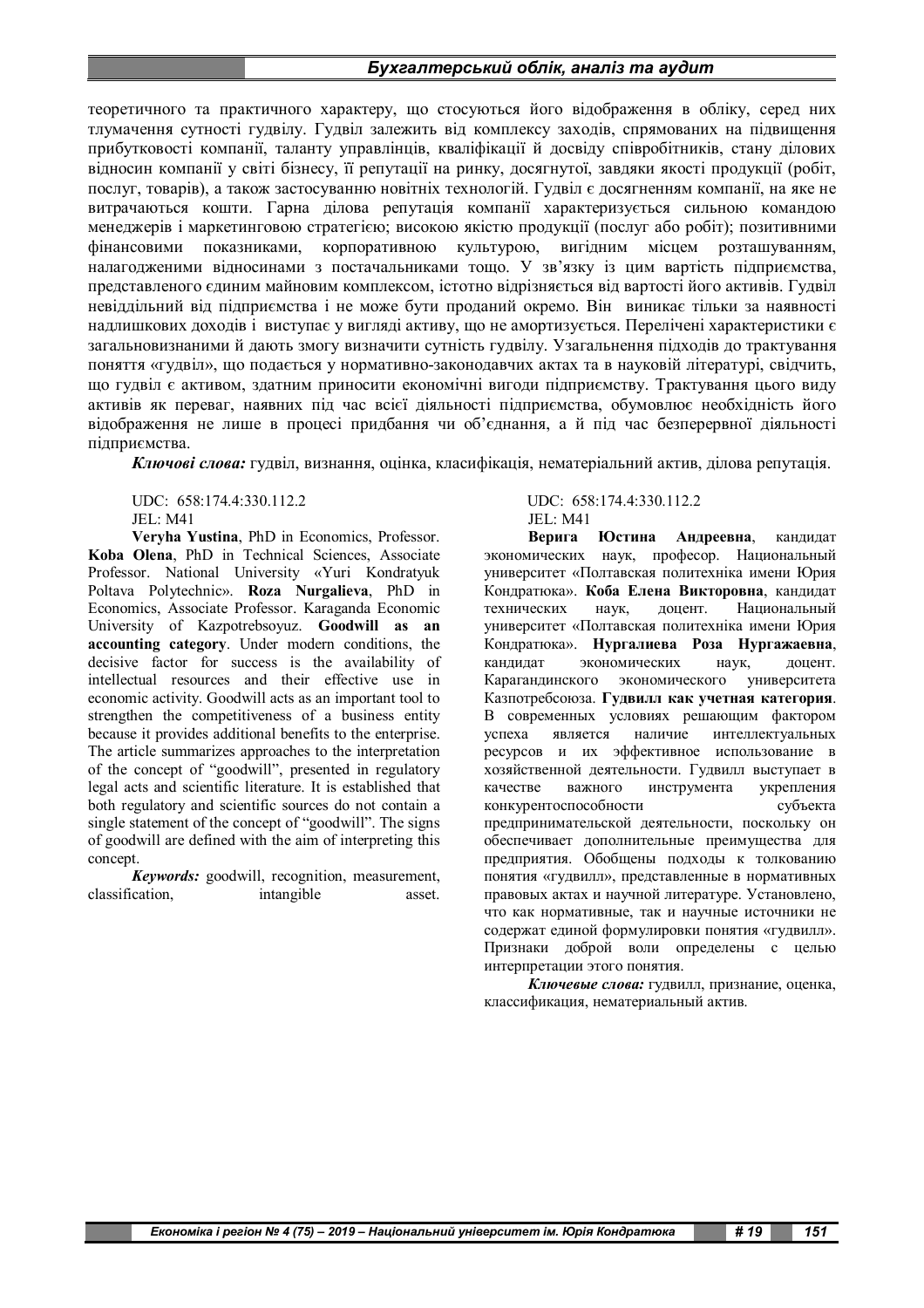теоретичного та практичного характеру, що стосуються його відображення в обліку, серед них тлумачення сутності гудвілу. Гудвіл залежить від комплексу заходів, спрямованих на підвищення прибутковості компанії, таланту управлінців, кваліфікації й досвіду співробітників, стану ділових відносин компанії у світі бізнесу, її репутації на ринку, досягнутої, завдяки якості продукції (робіт, послуг, товарів), а також застосуванню новітніх технологій. Гудвіл є досягненням компанії, на яке не витрачаються кошти. Гарна ділова репутація компанії характеризується сильною командою менеджерів і маркетинговою стратегією; високою якістю продукції (послуг або робіт); позитивними фінансовими показниками, корпоративною культурою, вигідним місцем розташуванням, налагодженими відносинами з постачальниками тощо. У зв'язку із цим вартість підприємства, представленого єдиним майновим комплексом, істотно відрізняється від вартості його активів. Гудвіл невіддільний від підприємства і не може бути проданий окремо. Він виникає тільки за наявності надлишкових доходів і виступає у вигляді активу, що не амортизується. Перелічені характеристики є загальновизнаними й дають змогу визначити сутність гудвілу. Узагальнення підходів до трактування поняття «гудвіл», що подається у нормативно-законодавчих актах та в науковій літературі, свідчить, що гудвіл є активом, здатним приносити економічні вигоди підприємству. Трактування цього виду активів як переваг, наявних під час всієї діяльності підприємства, обумовлює необхідність його відображення не лише в процесі придбання чи об'єднання, а й під час безперервної діяльності підприємства.

***Ключові слова:*** гудвіл, визнання, оцінка, класифікація, нематеріальний актив, ділова репутація.

UDC: 658:174.4:330.112.2
JEL: M41

**Veryha Yustina**, PhD in Economics, Professor. **Koba Olena**, PhD in Technical Sciences, Associate Professor. National University «Yuri Kondratyuk Poltava Polytechnic». **Roza Nurgalieva**, PhD in Economics, Associate Professor. Karaganda Economic University of Kazpotrebsoyuz. **Goodwill as an accounting category**. Under modern conditions, the decisive factor for success is the availability of intellectual resources and their effective use in economic activity. Goodwill acts as an important tool to strengthen the competitiveness of a business entity because it provides additional benefits to the enterprise. The article summarizes approaches to the interpretation of the concept of "goodwill", presented in regulatory legal acts and scientific literature. It is established that both regulatory and scientific sources do not contain a single statement of the concept of "goodwill". The signs of goodwill are defined with the aim of interpreting this concept.

***Keywords:*** goodwill, recognition, measurement, classification, intangible asset.

UDC: 658:174.4:330.112.2
JEL: M41

**Верига Юстина Андреевна**, кандидат экономических наук, профессор. Национальный университет «Полтавская политехніка имени Юрия Кондратюка». **Коба Елена Викторовна**, кандидат технических наук, доцент. Национальный университет «Полтавская политехніка имени Юрия Кондратюка». **Нургалиева Роза Нургажаевна**, кандидат экономических наук, доцент. Карагандинского экономического университета Казпотребсоюза. **Гудвилл как учетная категория**. В современных условиях решающим фактором успеха является наличие интеллектуальных ресурсов и их эффективное использование в хозяйственной деятельности. Гудвилл выступает в качестве важного инструмента укрепления конкурентоспособности субъекта предпринимательской деятельности, поскольку он обеспечивает дополнительные преимущества для предприятия. Обобщены подходы к толкованию понятия «гудвилл», представленные в нормативных правовых актах и научной литературе. Установлено, что как нормативные, так и научные источники не содержат единой формулировки понятия «гудвилл». Признаки доброй воли определены с целью интерпретации этого понятия.

***Ключевые слова:*** гудвилл, признание, оценка, классификация, нематериальный актив.